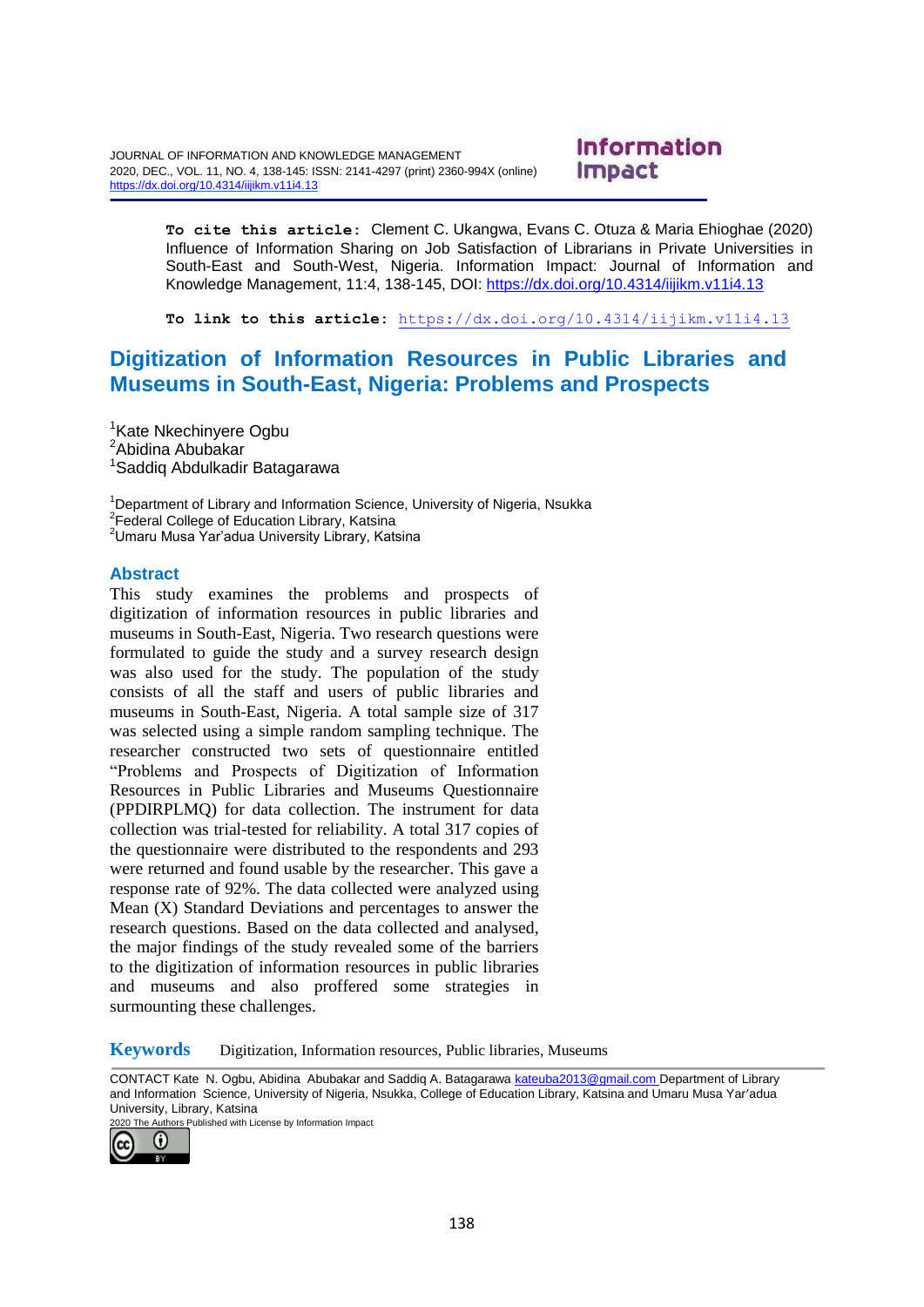**To cite this article:** Clement C. Ukangwa, Evans C. Otuza & Maria Ehioghae (2020) Influence of Information Sharing on Job Satisfaction of Librarians in Private Universities in South-East and South-West, Nigeria. Information Impact: Journal of Information and Knowledge Management, 11:4, 138-145, DOI: https://dx.doi.org/10.4314/iijikm.v11i4.13

**To link to this article:** https://dx.doi.org/10.4314/iijikm.v11i4.13

# Digitization of Information Resources in Public Libraries and Museums in South-East, Nigeria: Problems and Prospects

[1]Kate Nkechinyere Ogbu
[2]Abidina Abubakar
[1]Saddiq Abdulkadir Batagarawa

[1]Department of Library and Information Science, University of Nigeria, Nsukka
[2]Federal College of Education Library, Katsina
[2]Umaru Musa Yar'adua University Library, Katsina

## Abstract

This study examines the problems and prospects of digitization of information resources in public libraries and museums in South-East, Nigeria. Two research questions were formulated to guide the study and a survey research design was also used for the study. The population of the study consists of all the staff and users of public libraries and museums in South-East, Nigeria. A total sample size of 317 was selected using a simple random sampling technique. The researcher constructed two sets of questionnaire entitled "Problems and Prospects of Digitization of Information Resources in Public Libraries and Museums Questionnaire (PPDIRPLMQ) for data collection. The instrument for data collection was trial-tested for reliability. A total 317 copies of the questionnaire were distributed to the respondents and 293 were returned and found usable by the researcher. This gave a response rate of 92%. The data collected were analyzed using Mean (X) Standard Deviations and percentages to answer the research questions. Based on the data collected and analysed, the major findings of the study revealed some of the barriers to the digitization of information resources in public libraries and museums and also proffered some strategies in surmounting these challenges.

**Keywords** Digitization, Information resources, Public libraries, Museums

CONTACT Kate N. Ogbu, Abidina Abubakar and Saddiq A. Batagarawa kateuba2013@gmail.com Department of Library and Information Science, University of Nigeria, Nsukka, College of Education Library, Katsina and Umaru Musa Yar'adua University, Library, Katsina

2020 The Authors Published with License by Information Impact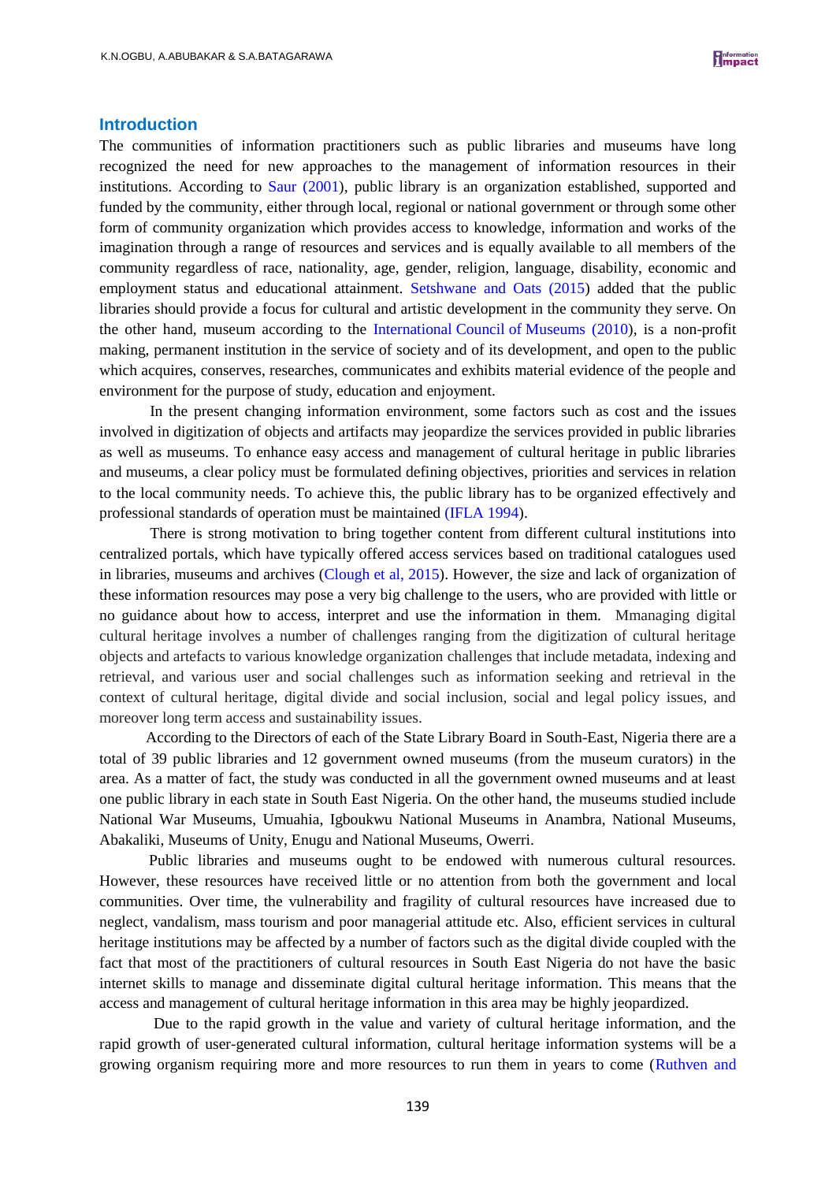## Introduction

The communities of information practitioners such as public libraries and museums have long recognized the need for new approaches to the management of information resources in their institutions. According to Saur (2001), public library is an organization established, supported and funded by the community, either through local, regional or national government or through some other form of community organization which provides access to knowledge, information and works of the imagination through a range of resources and services and is equally available to all members of the community regardless of race, nationality, age, gender, religion, language, disability, economic and employment status and educational attainment. Setshwane and Oats (2015) added that the public libraries should provide a focus for cultural and artistic development in the community they serve. On the other hand, museum according to the International Council of Museums (2010), is a non-profit making, permanent institution in the service of society and of its development, and open to the public which acquires, conserves, researches, communicates and exhibits material evidence of the people and environment for the purpose of study, education and enjoyment.

In the present changing information environment, some factors such as cost and the issues involved in digitization of objects and artifacts may jeopardize the services provided in public libraries as well as museums. To enhance easy access and management of cultural heritage in public libraries and museums, a clear policy must be formulated defining objectives, priorities and services in relation to the local community needs. To achieve this, the public library has to be organized effectively and professional standards of operation must be maintained (IFLA 1994).

There is strong motivation to bring together content from different cultural institutions into centralized portals, which have typically offered access services based on traditional catalogues used in libraries, museums and archives (Clough et al, 2015). However, the size and lack of organization of these information resources may pose a very big challenge to the users, who are provided with little or no guidance about how to access, interpret and use the information in them. Mmanaging digital cultural heritage involves a number of challenges ranging from the digitization of cultural heritage objects and artefacts to various knowledge organization challenges that include metadata, indexing and retrieval, and various user and social challenges such as information seeking and retrieval in the context of cultural heritage, digital divide and social inclusion, social and legal policy issues, and moreover long term access and sustainability issues.

According to the Directors of each of the State Library Board in South-East, Nigeria there are a total of 39 public libraries and 12 government owned museums (from the museum curators) in the area. As a matter of fact, the study was conducted in all the government owned museums and at least one public library in each state in South East Nigeria. On the other hand, the museums studied include National War Museums, Umuahia, Igboukwu National Museums in Anambra, National Museums, Abakaliki, Museums of Unity, Enugu and National Museums, Owerri.

Public libraries and museums ought to be endowed with numerous cultural resources. However, these resources have received little or no attention from both the government and local communities. Over time, the vulnerability and fragility of cultural resources have increased due to neglect, vandalism, mass tourism and poor managerial attitude etc. Also, efficient services in cultural heritage institutions may be affected by a number of factors such as the digital divide coupled with the fact that most of the practitioners of cultural resources in South East Nigeria do not have the basic internet skills to manage and disseminate digital cultural heritage information. This means that the access and management of cultural heritage information in this area may be highly jeopardized.

Due to the rapid growth in the value and variety of cultural heritage information, and the rapid growth of user-generated cultural information, cultural heritage information systems will be a growing organism requiring more and more resources to run them in years to come (Ruthven and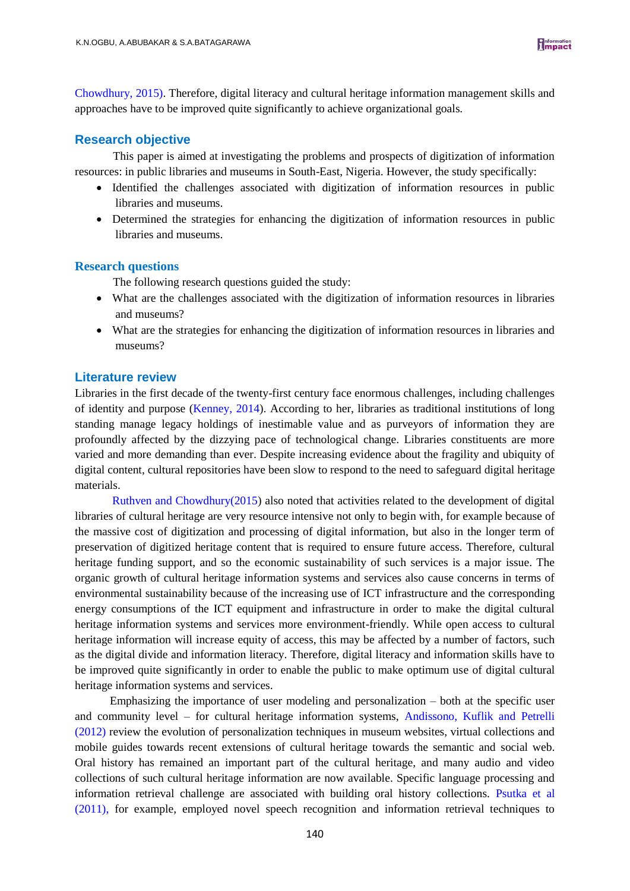Chowdhury, 2015). Therefore, digital literacy and cultural heritage information management skills and approaches have to be improved quite significantly to achieve organizational goals.

## Research objective

This paper is aimed at investigating the problems and prospects of digitization of information resources: in public libraries and museums in South-East, Nigeria. However, the study specifically:

- Identified the challenges associated with digitization of information resources in public libraries and museums.
- Determined the strategies for enhancing the digitization of information resources in public libraries and museums.

## Research questions

The following research questions guided the study:

- What are the challenges associated with the digitization of information resources in libraries and museums?
- What are the strategies for enhancing the digitization of information resources in libraries and museums?

## Literature review

Libraries in the first decade of the twenty-first century face enormous challenges, including challenges of identity and purpose (Kenney, 2014). According to her, libraries as traditional institutions of long standing manage legacy holdings of inestimable value and as purveyors of information they are profoundly affected by the dizzying pace of technological change. Libraries constituents are more varied and more demanding than ever. Despite increasing evidence about the fragility and ubiquity of digital content, cultural repositories have been slow to respond to the need to safeguard digital heritage materials.

Ruthven and Chowdhury(2015) also noted that activities related to the development of digital libraries of cultural heritage are very resource intensive not only to begin with, for example because of the massive cost of digitization and processing of digital information, but also in the longer term of preservation of digitized heritage content that is required to ensure future access. Therefore, cultural heritage funding support, and so the economic sustainability of such services is a major issue. The organic growth of cultural heritage information systems and services also cause concerns in terms of environmental sustainability because of the increasing use of ICT infrastructure and the corresponding energy consumptions of the ICT equipment and infrastructure in order to make the digital cultural heritage information systems and services more environment-friendly. While open access to cultural heritage information will increase equity of access, this may be affected by a number of factors, such as the digital divide and information literacy. Therefore, digital literacy and information skills have to be improved quite significantly in order to enable the public to make optimum use of digital cultural heritage information systems and services.

Emphasizing the importance of user modeling and personalization – both at the specific user and community level – for cultural heritage information systems, Andissono, Kuflik and Petrelli (2012) review the evolution of personalization techniques in museum websites, virtual collections and mobile guides towards recent extensions of cultural heritage towards the semantic and social web. Oral history has remained an important part of the cultural heritage, and many audio and video collections of such cultural heritage information are now available. Specific language processing and information retrieval challenge are associated with building oral history collections. Psutka et al (2011), for example, employed novel speech recognition and information retrieval techniques to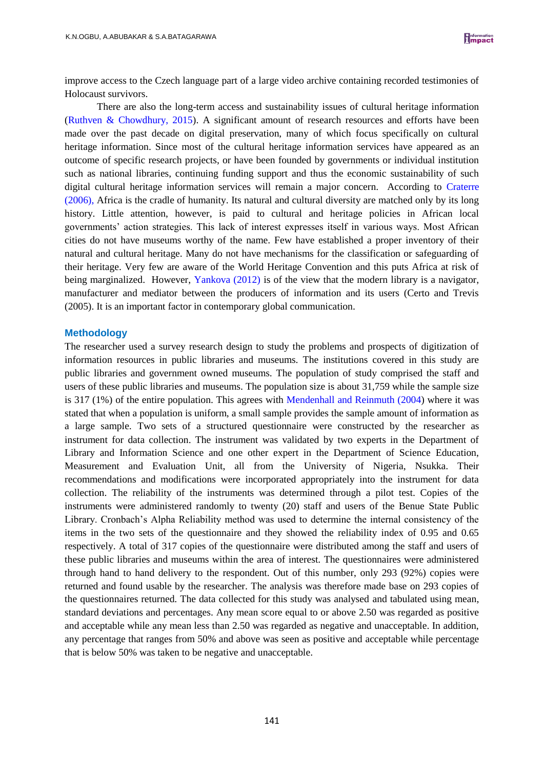improve access to the Czech language part of a large video archive containing recorded testimonies of Holocaust survivors.

There are also the long-term access and sustainability issues of cultural heritage information (Ruthven & Chowdhury, 2015). A significant amount of research resources and efforts have been made over the past decade on digital preservation, many of which focus specifically on cultural heritage information. Since most of the cultural heritage information services have appeared as an outcome of specific research projects, or have been founded by governments or individual institution such as national libraries, continuing funding support and thus the economic sustainability of such digital cultural heritage information services will remain a major concern. According to Craterre (2006), Africa is the cradle of humanity. Its natural and cultural diversity are matched only by its long history. Little attention, however, is paid to cultural and heritage policies in African local governments' action strategies. This lack of interest expresses itself in various ways. Most African cities do not have museums worthy of the name. Few have established a proper inventory of their natural and cultural heritage. Many do not have mechanisms for the classification or safeguarding of their heritage. Very few are aware of the World Heritage Convention and this puts Africa at risk of being marginalized. However, Yankova (2012) is of the view that the modern library is a navigator, manufacturer and mediator between the producers of information and its users (Certo and Trevis (2005). It is an important factor in contemporary global communication.

## Methodology

The researcher used a survey research design to study the problems and prospects of digitization of information resources in public libraries and museums. The institutions covered in this study are public libraries and government owned museums. The population of study comprised the staff and users of these public libraries and museums. The population size is about 31,759 while the sample size is 317 (1%) of the entire population. This agrees with Mendenhall and Reinmuth (2004) where it was stated that when a population is uniform, a small sample provides the sample amount of information as a large sample. Two sets of a structured questionnaire were constructed by the researcher as instrument for data collection. The instrument was validated by two experts in the Department of Library and Information Science and one other expert in the Department of Science Education, Measurement and Evaluation Unit, all from the University of Nigeria, Nsukka. Their recommendations and modifications were incorporated appropriately into the instrument for data collection. The reliability of the instruments was determined through a pilot test. Copies of the instruments were administered randomly to twenty (20) staff and users of the Benue State Public Library. Cronbach's Alpha Reliability method was used to determine the internal consistency of the items in the two sets of the questionnaire and they showed the reliability index of 0.95 and 0.65 respectively. A total of 317 copies of the questionnaire were distributed among the staff and users of these public libraries and museums within the area of interest. The questionnaires were administered through hand to hand delivery to the respondent. Out of this number, only 293 (92%) copies were returned and found usable by the researcher. The analysis was therefore made base on 293 copies of the questionnaires returned. The data collected for this study was analysed and tabulated using mean, standard deviations and percentages. Any mean score equal to or above 2.50 was regarded as positive and acceptable while any mean less than 2.50 was regarded as negative and unacceptable. In addition, any percentage that ranges from 50% and above was seen as positive and acceptable while percentage that is below 50% was taken to be negative and unacceptable.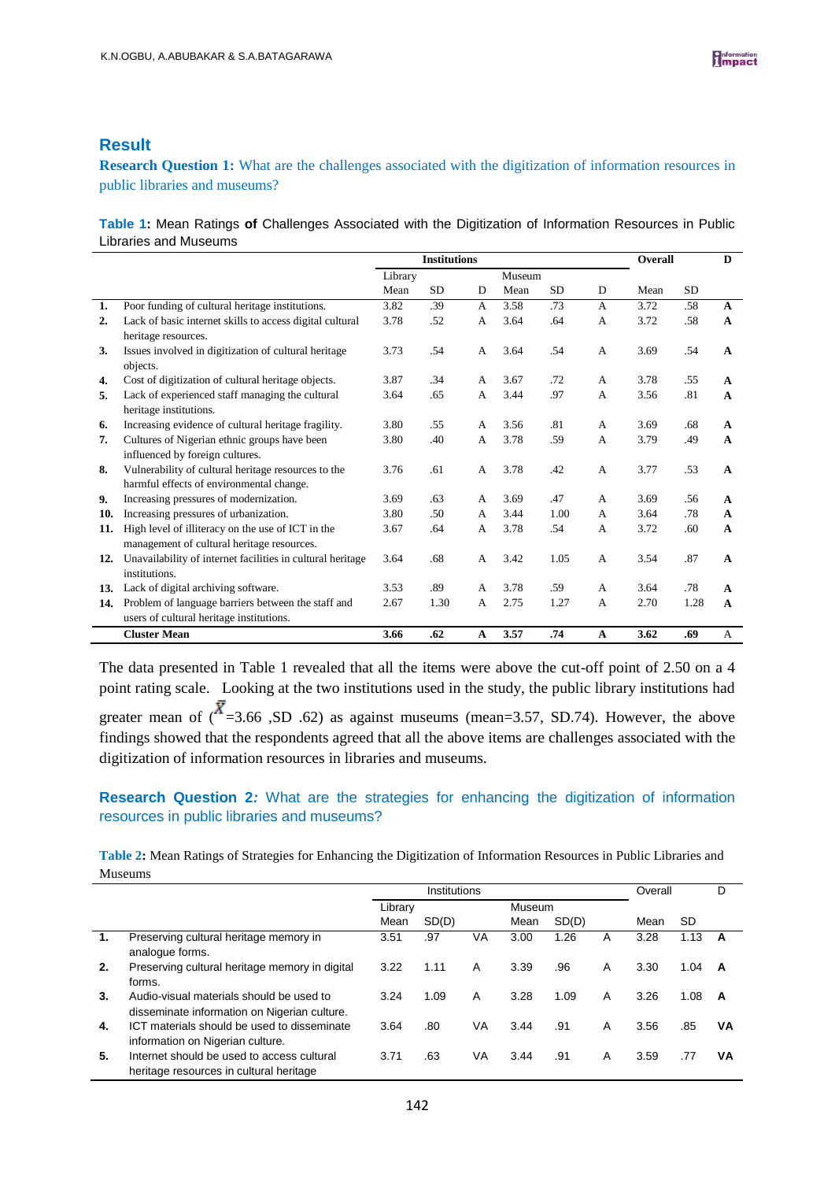## Result

**Research Question 1:** What are the challenges associated with the digitization of information resources in public libraries and museums?

**Table 1:** Mean Ratings **of** Challenges Associated with the Digitization of Information Resources in Public Libraries and Museums

| | | **Institutions** | | | | | | **Overall** | | **D** |
|---|---|---|---|---|---|---|---|---|---|---|
| | | Library | | | Museum | | | | | |
| | | Mean | SD | D | Mean | SD | D | Mean | SD | |
| **1.** | Poor funding of cultural heritage institutions. | 3.82 | .39 | A | 3.58 | .73 | A | 3.72 | .58 | **A** |
| **2.** | Lack of basic internet skills to access digital cultural heritage resources. | 3.78 | .52 | A | 3.64 | .64 | A | 3.72 | .58 | **A** |
| **3.** | Issues involved in digitization of cultural heritage objects. | 3.73 | .54 | A | 3.64 | .54 | A | 3.69 | .54 | **A** |
| **4.** | Cost of digitization of cultural heritage objects. | 3.87 | .34 | A | 3.67 | .72 | A | 3.78 | .55 | **A** |
| **5.** | Lack of experienced staff managing the cultural heritage institutions. | 3.64 | .65 | A | 3.44 | .97 | A | 3.56 | .81 | **A** |
| **6.** | Increasing evidence of cultural heritage fragility. | 3.80 | .55 | A | 3.56 | .81 | A | 3.69 | .68 | **A** |
| **7.** | Cultures of Nigerian ethnic groups have been influenced by foreign cultures. | 3.80 | .40 | A | 3.78 | .59 | A | 3.79 | .49 | **A** |
| **8.** | Vulnerability of cultural heritage resources to the harmful effects of environmental change. | 3.76 | .61 | A | 3.78 | .42 | A | 3.77 | .53 | **A** |
| **9.** | Increasing pressures of modernization. | 3.69 | .63 | A | 3.69 | .47 | A | 3.69 | .56 | **A** |
| **10.** | Increasing pressures of urbanization. | 3.80 | .50 | A | 3.44 | 1.00 | A | 3.64 | .78 | **A** |
| **11.** | High level of illiteracy on the use of ICT in the management of cultural heritage resources. | 3.67 | .64 | A | 3.78 | .54 | A | 3.72 | .60 | **A** |
| **12.** | Unavailability of internet facilities in cultural heritage institutions. | 3.64 | .68 | A | 3.42 | 1.05 | A | 3.54 | .87 | **A** |
| **13.** | Lack of digital archiving software. | 3.53 | .89 | A | 3.78 | .59 | A | 3.64 | .78 | **A** |
| **14.** | Problem of language barriers between the staff and users of cultural heritage institutions. | 2.67 | 1.30 | A | 2.75 | 1.27 | A | 2.70 | 1.28 | **A** |
| | **Cluster Mean** | **3.66** | **.62** | **A** | **3.57** | **.74** | **A** | **3.62** | **.69** | A |

The data presented in Table 1 revealed that all the items were above the cut-off point of 2.50 on a 4 point rating scale. Looking at the two institutions used in the study, the public library institutions had greater mean of ($\bar{X}$=3.66 ,SD .62) as against museums (mean=3.57, SD.74). However, the above findings showed that the respondents agreed that all the above items are challenges associated with the digitization of information resources in libraries and museums.

**Research Question 2***:* What are the strategies for enhancing the digitization of information resources in public libraries and museums?

**Table 2:** Mean Ratings of Strategies for Enhancing the Digitization of Information Resources in Public Libraries and Museums

| | | Institutions | | | | | | Overall | | D |
|---|---|---|---|---|---|---|---|---|---|---|
| | | Library | | | Museum | | | | | |
| | | Mean | SD(D) | | Mean | SD(D) | | Mean | SD | |
| **1.** | Preserving cultural heritage memory in analogue forms. | 3.51 | .97 | VA | 3.00 | 1.26 | A | 3.28 | 1.13 | **A** |
| **2.** | Preserving cultural heritage memory in digital forms. | 3.22 | 1.11 | A | 3.39 | .96 | A | 3.30 | 1.04 | **A** |
| **3.** | Audio-visual materials should be used to disseminate information on Nigerian culture. | 3.24 | 1.09 | A | 3.28 | 1.09 | A | 3.26 | 1.08 | **A** |
| **4.** | ICT materials should be used to disseminate information on Nigerian culture. | 3.64 | .80 | VA | 3.44 | .91 | A | 3.56 | .85 | **VA** |
| **5.** | Internet should be used to access cultural heritage resources in cultural heritage | 3.71 | .63 | VA | 3.44 | .91 | A | 3.59 | .77 | **VA** |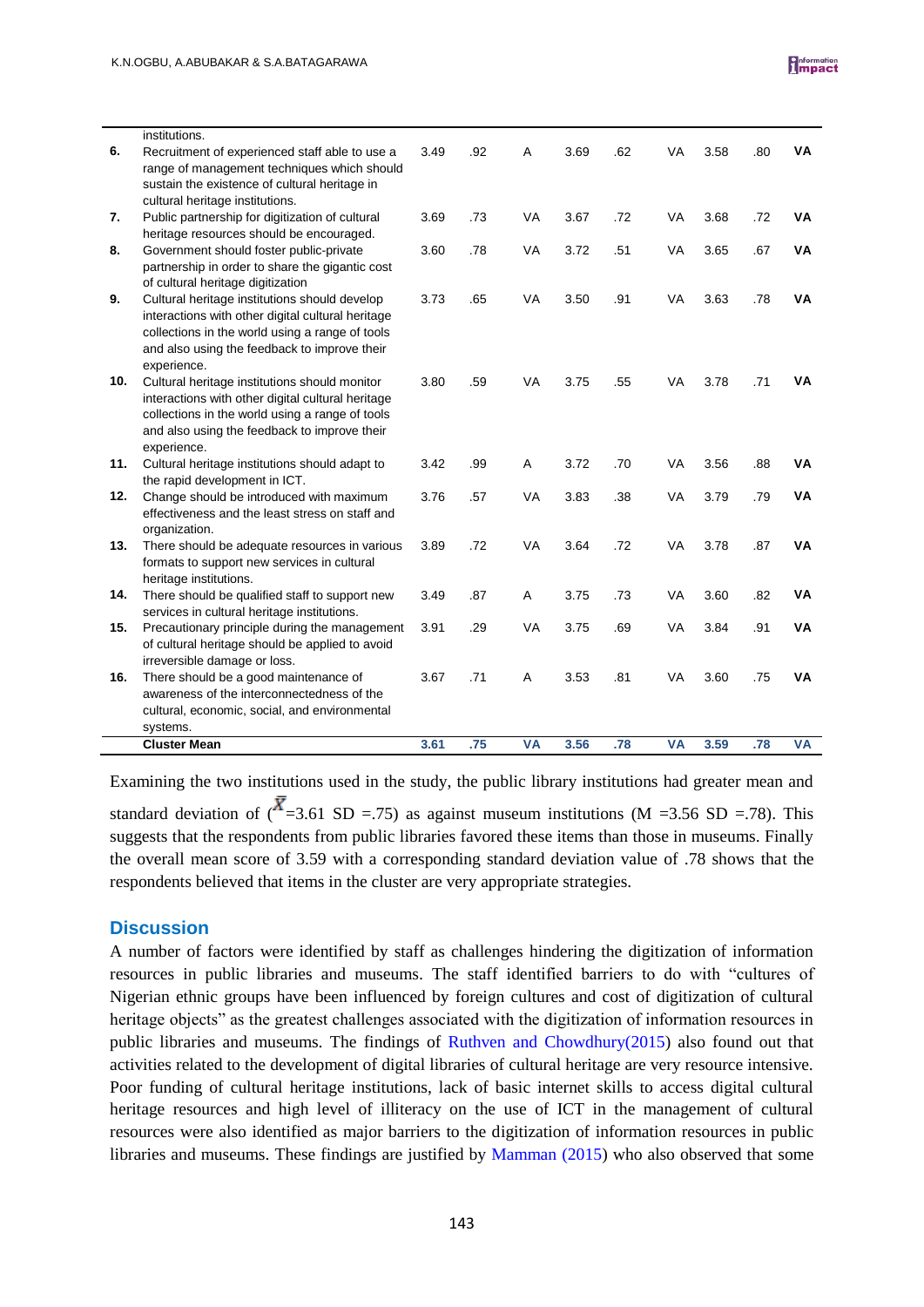| | | | | | | | | | | |
|---|---|---|---|---|---|---|---|---|---|---|
| | institutions. | | | | | | | | | |
| **6.** | Recruitment of experienced staff able to use a range of management techniques which should sustain the existence of cultural heritage in cultural heritage institutions. | 3.49 | .92 | A | 3.69 | .62 | VA | 3.58 | .80 | **VA** |
| **7.** | Public partnership for digitization of cultural heritage resources should be encouraged. | 3.69 | .73 | VA | 3.67 | .72 | VA | 3.68 | .72 | **VA** |
| **8.** | Government should foster public-private partnership in order to share the gigantic cost of cultural heritage digitization | 3.60 | .78 | VA | 3.72 | .51 | VA | 3.65 | .67 | **VA** |
| **9.** | Cultural heritage institutions should develop interactions with other digital cultural heritage collections in the world using a range of tools and also using the feedback to improve their experience. | 3.73 | .65 | VA | 3.50 | .91 | VA | 3.63 | .78 | **VA** |
| **10.** | Cultural heritage institutions should monitor interactions with other digital cultural heritage collections in the world using a range of tools and also using the feedback to improve their experience. | 3.80 | .59 | VA | 3.75 | .55 | VA | 3.78 | .71 | **VA** |
| **11.** | Cultural heritage institutions should adapt to the rapid development in ICT. | 3.42 | .99 | A | 3.72 | .70 | VA | 3.56 | .88 | **VA** |
| **12.** | Change should be introduced with maximum effectiveness and the least stress on staff and organization. | 3.76 | .57 | VA | 3.83 | .38 | VA | 3.79 | .79 | **VA** |
| **13.** | There should be adequate resources in various formats to support new services in cultural heritage institutions. | 3.89 | .72 | VA | 3.64 | .72 | VA | 3.78 | .87 | **VA** |
| **14.** | There should be qualified staff to support new services in cultural heritage institutions. | 3.49 | .87 | A | 3.75 | .73 | VA | 3.60 | .82 | **VA** |
| **15.** | Precautionary principle during the management of cultural heritage should be applied to avoid irreversible damage or loss. | 3.91 | .29 | VA | 3.75 | .69 | VA | 3.84 | .91 | **VA** |
| **16.** | There should be a good maintenance of awareness of the interconnectedness of the cultural, economic, social, and environmental systems. | 3.67 | .71 | A | 3.53 | .81 | VA | 3.60 | .75 | **VA** |
| | **Cluster Mean** | **3.61** | **.75** | **VA** | **3.56** | **.78** | **VA** | **3.59** | **.78** | **VA** |

Examining the two institutions used in the study, the public library institutions had greater mean and standard deviation of ($\bar{x}$=3.61 SD =.75) as against museum institutions (M =3.56 SD =.78). This suggests that the respondents from public libraries favored these items than those in museums. Finally the overall mean score of 3.59 with a corresponding standard deviation value of .78 shows that the respondents believed that items in the cluster are very appropriate strategies.

## Discussion

A number of factors were identified by staff as challenges hindering the digitization of information resources in public libraries and museums. The staff identified barriers to do with "cultures of Nigerian ethnic groups have been influenced by foreign cultures and cost of digitization of cultural heritage objects" as the greatest challenges associated with the digitization of information resources in public libraries and museums. The findings of Ruthven and Chowdhury(2015) also found out that activities related to the development of digital libraries of cultural heritage are very resource intensive. Poor funding of cultural heritage institutions, lack of basic internet skills to access digital cultural heritage resources and high level of illiteracy on the use of ICT in the management of cultural resources were also identified as major barriers to the digitization of information resources in public libraries and museums. These findings are justified by Mamman (2015) who also observed that some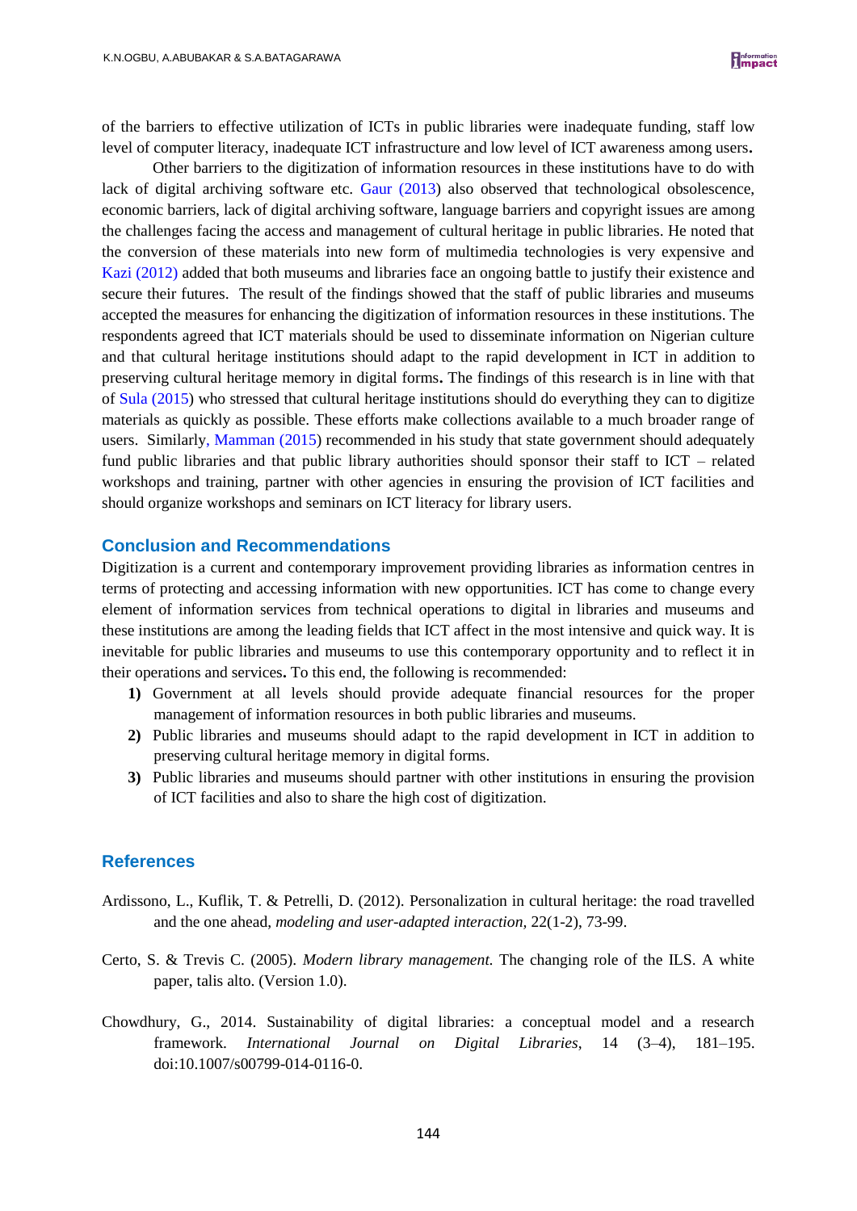of the barriers to effective utilization of ICTs in public libraries were inadequate funding, staff low level of computer literacy, inadequate ICT infrastructure and low level of ICT awareness among users**.**

Other barriers to the digitization of information resources in these institutions have to do with lack of digital archiving software etc. Gaur (2013) also observed that technological obsolescence, economic barriers, lack of digital archiving software, language barriers and copyright issues are among the challenges facing the access and management of cultural heritage in public libraries. He noted that the conversion of these materials into new form of multimedia technologies is very expensive and Kazi (2012) added that both museums and libraries face an ongoing battle to justify their existence and secure their futures. The result of the findings showed that the staff of public libraries and museums accepted the measures for enhancing the digitization of information resources in these institutions. The respondents agreed that ICT materials should be used to disseminate information on Nigerian culture and that cultural heritage institutions should adapt to the rapid development in ICT in addition to preserving cultural heritage memory in digital forms**.** The findings of this research is in line with that of Sula (2015) who stressed that cultural heritage institutions should do everything they can to digitize materials as quickly as possible. These efforts make collections available to a much broader range of users. Similarly, Mamman (2015) recommended in his study that state government should adequately fund public libraries and that public library authorities should sponsor their staff to ICT – related workshops and training, partner with other agencies in ensuring the provision of ICT facilities and should organize workshops and seminars on ICT literacy for library users.

## Conclusion and Recommendations

Digitization is a current and contemporary improvement providing libraries as information centres in terms of protecting and accessing information with new opportunities. ICT has come to change every element of information services from technical operations to digital in libraries and museums and these institutions are among the leading fields that ICT affect in the most intensive and quick way. It is inevitable for public libraries and museums to use this contemporary opportunity and to reflect it in their operations and services**.** To this end, the following is recommended:

1) Government at all levels should provide adequate financial resources for the proper management of information resources in both public libraries and museums.
2) Public libraries and museums should adapt to the rapid development in ICT in addition to preserving cultural heritage memory in digital forms.
3) Public libraries and museums should partner with other institutions in ensuring the provision of ICT facilities and also to share the high cost of digitization.

## References

Ardissono, L., Kuflik, T. & Petrelli, D. (2012). Personalization in cultural heritage: the road travelled and the one ahead, *modeling and user-adapted interaction,* 22(1-2), 73-99.

Certo, S. & Trevis C. (2005). *Modern library management.* The changing role of the ILS. A white paper, talis alto. (Version 1.0).

Chowdhury, G., 2014. Sustainability of digital libraries: a conceptual model and a research framework. *International Journal on Digital Libraries*, 14 (3–4), 181–195. doi:10.1007/s00799-014-0116-0.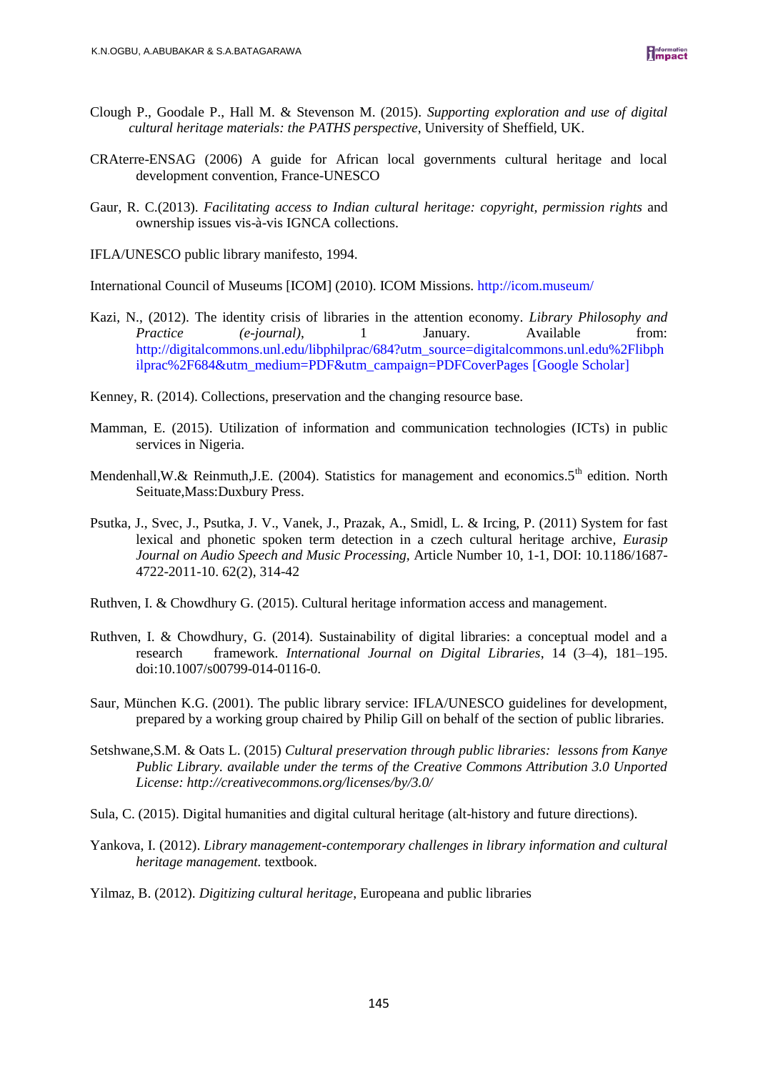Clough P., Goodale P., Hall M. & Stevenson M. (2015). *Supporting exploration and use of digital cultural heritage materials: the PATHS perspective*, University of Sheffield, UK.

CRAterre-ENSAG (2006) A guide for African local governments cultural heritage and local development convention, France-UNESCO

Gaur, R. C.(2013). *Facilitating access to Indian cultural heritage: copyright, permission rights* and ownership issues vis-à-vis IGNCA collections.

IFLA/UNESCO public library manifesto, 1994.

International Council of Museums [ICOM] (2010). ICOM Missions. http://icom.museum/

Kazi, N., (2012). The identity crisis of libraries in the attention economy. *Library Philosophy and Practice (e-journal)*, 1 January. Available from: http://digitalcommons.unl.edu/libphilprac/684?utm_source=digitalcommons.unl.edu%2Flibphilprac%2F684&utm_medium=PDF&utm_campaign=PDFCoverPages [Google Scholar]

Kenney, R. (2014). Collections, preservation and the changing resource base.

Mamman, E. (2015). Utilization of information and communication technologies (ICTs) in public services in Nigeria.

Mendenhall,W.& Reinmuth,J.E. (2004). Statistics for management and economics.5th edition. North Seituate,Mass:Duxbury Press.

Psutka, J., Svec, J., Psutka, J. V., Vanek, J., Prazak, A., Smidl, L. & Ircing, P. (2011) System for fast lexical and phonetic spoken term detection in a czech cultural heritage archive, *Eurasip Journal on Audio Speech and Music Processing*, Article Number 10, 1-1, DOI: 10.1186/1687-4722-2011-10. 62(2), 314-42

Ruthven, I. & Chowdhury G. (2015). Cultural heritage information access and management.

Ruthven, I. & Chowdhury, G. (2014). Sustainability of digital libraries: a conceptual model and a research framework. *International Journal on Digital Libraries*, 14 (3–4), 181–195. doi:10.1007/s00799-014-0116-0.

Saur, München K.G. (2001). The public library service: IFLA/UNESCO guidelines for development, prepared by a working group chaired by Philip Gill on behalf of the section of public libraries.

Setshwane,S.M. & Oats L. (2015) *Cultural preservation through public libraries: lessons from Kanye Public Library. available under the terms of the Creative Commons Attribution 3.0 Unported License: http://creativecommons.org/licenses/by/3.0/*

Sula, C. (2015). Digital humanities and digital cultural heritage (alt-history and future directions).

Yankova, I. (2012). *Library management-contemporary challenges in library information and cultural heritage management.* textbook.

Yilmaz, B. (2012). *Digitizing cultural heritage*, Europeana and public libraries